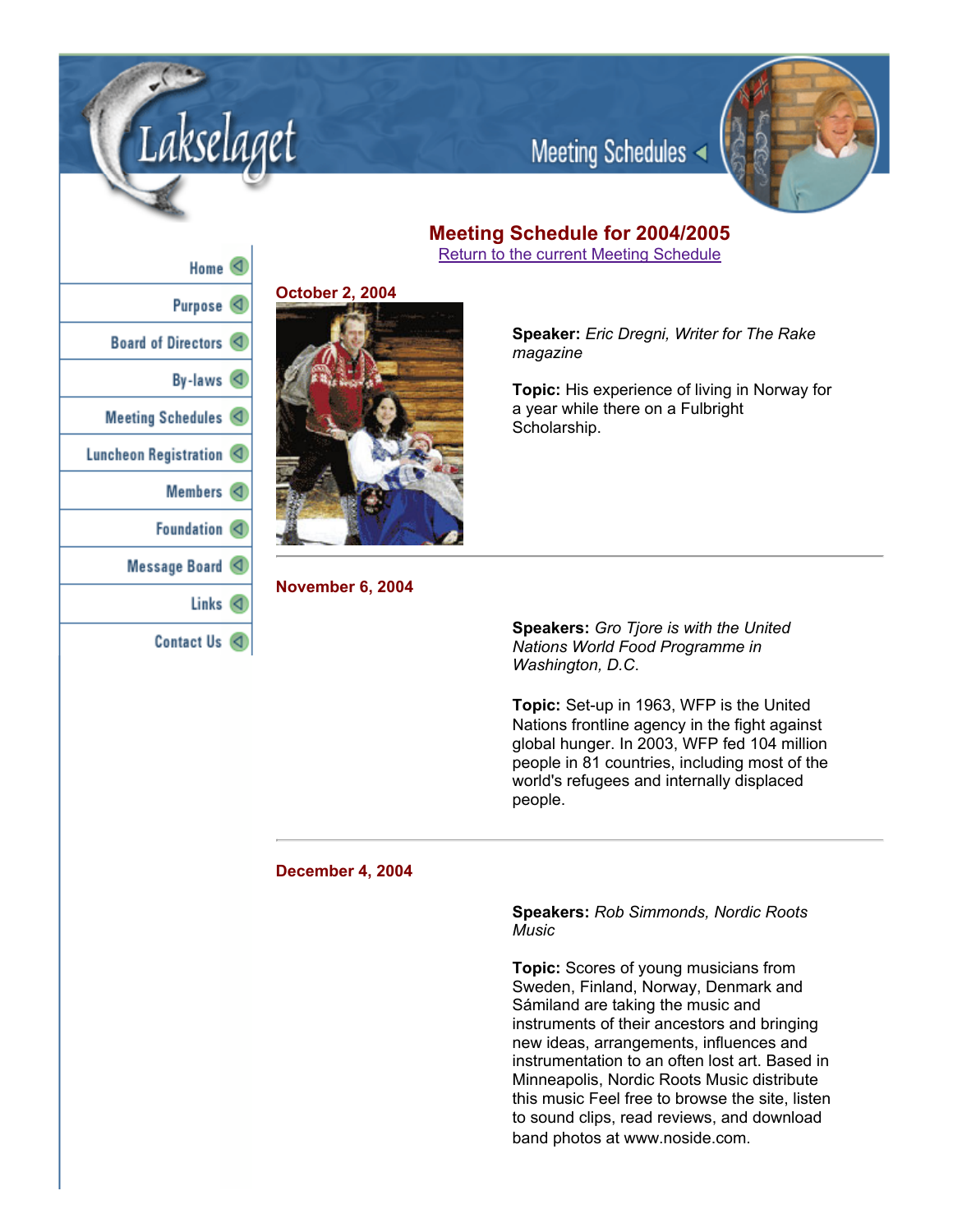Lakselaget

Meeting Schedules

Home
Purpose
Board of Directors
By-laws
Meeting Schedules
Luncheon Registration
Members
Foundation
Message Board
Links
Contact Us

# Meeting Schedule for 2004/2005

[Return to the current Meeting Schedule]

## October 2, 2004

**Speaker:** *Eric Dregni, Writer for The Rake magazine*

**Topic:** His experience of living in Norway for a year while there on a Fulbright Scholarship.

---

## November 6, 2004

**Speakers:** *Gro Tjore is with the United Nations World Food Programme in Washington, D.C.*

**Topic:** Set-up in 1963, WFP is the United Nations frontline agency in the fight against global hunger. In 2003, WFP fed 104 million people in 81 countries, including most of the world's refugees and internally displaced people.

---

## December 4, 2004

**Speakers:** *Rob Simmonds, Nordic Roots Music*

**Topic:** Scores of young musicians from Sweden, Finland, Norway, Denmark and Sámiland are taking the music and instruments of their ancestors and bringing new ideas, arrangements, influences and instrumentation to an often lost art. Based in Minneapolis, Nordic Roots Music distribute this music Feel free to browse the site, listen to sound clips, read reviews, and download band photos at www.noside.com.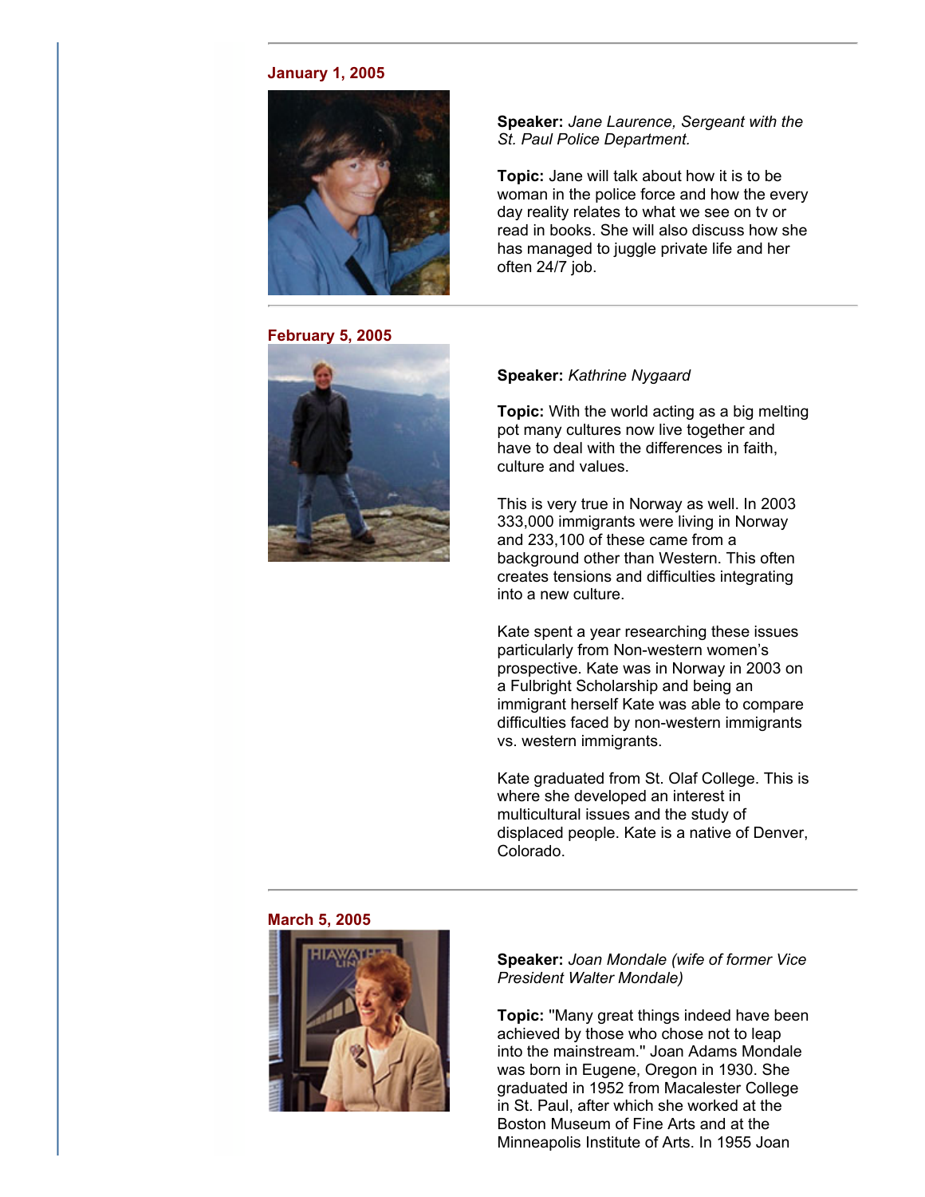---

**January 1, 2005**

**Speaker:** *Jane Laurence, Sergeant with the St. Paul Police Department.*

**Topic:** Jane will talk about how it is to be woman in the police force and how the every day reality relates to what we see on tv or read in books. She will also discuss how she has managed to juggle private life and her often 24/7 job.

---

**February 5, 2005**

**Speaker:** *Kathrine Nygaard*

**Topic:** With the world acting as a big melting pot many cultures now live together and have to deal with the differences in faith, culture and values.

This is very true in Norway as well. In 2003 333,000 immigrants were living in Norway and 233,100 of these came from a background other than Western. This often creates tensions and difficulties integrating into a new culture.

Kate spent a year researching these issues particularly from Non-western women's prospective. Kate was in Norway in 2003 on a Fulbright Scholarship and being an immigrant herself Kate was able to compare difficulties faced by non-western immigrants vs. western immigrants.

Kate graduated from St. Olaf College. This is where she developed an interest in multicultural issues and the study of displaced people. Kate is a native of Denver, Colorado.

---

**March 5, 2005**

**Speaker:** *Joan Mondale (wife of former Vice President Walter Mondale)*

**Topic:** "Many great things indeed have been achieved by those who chose not to leap into the mainstream." Joan Adams Mondale was born in Eugene, Oregon in 1930. She graduated in 1952 from Macalester College in St. Paul, after which she worked at the Boston Museum of Fine Arts and at the Minneapolis Institute of Arts. In 1955 Joan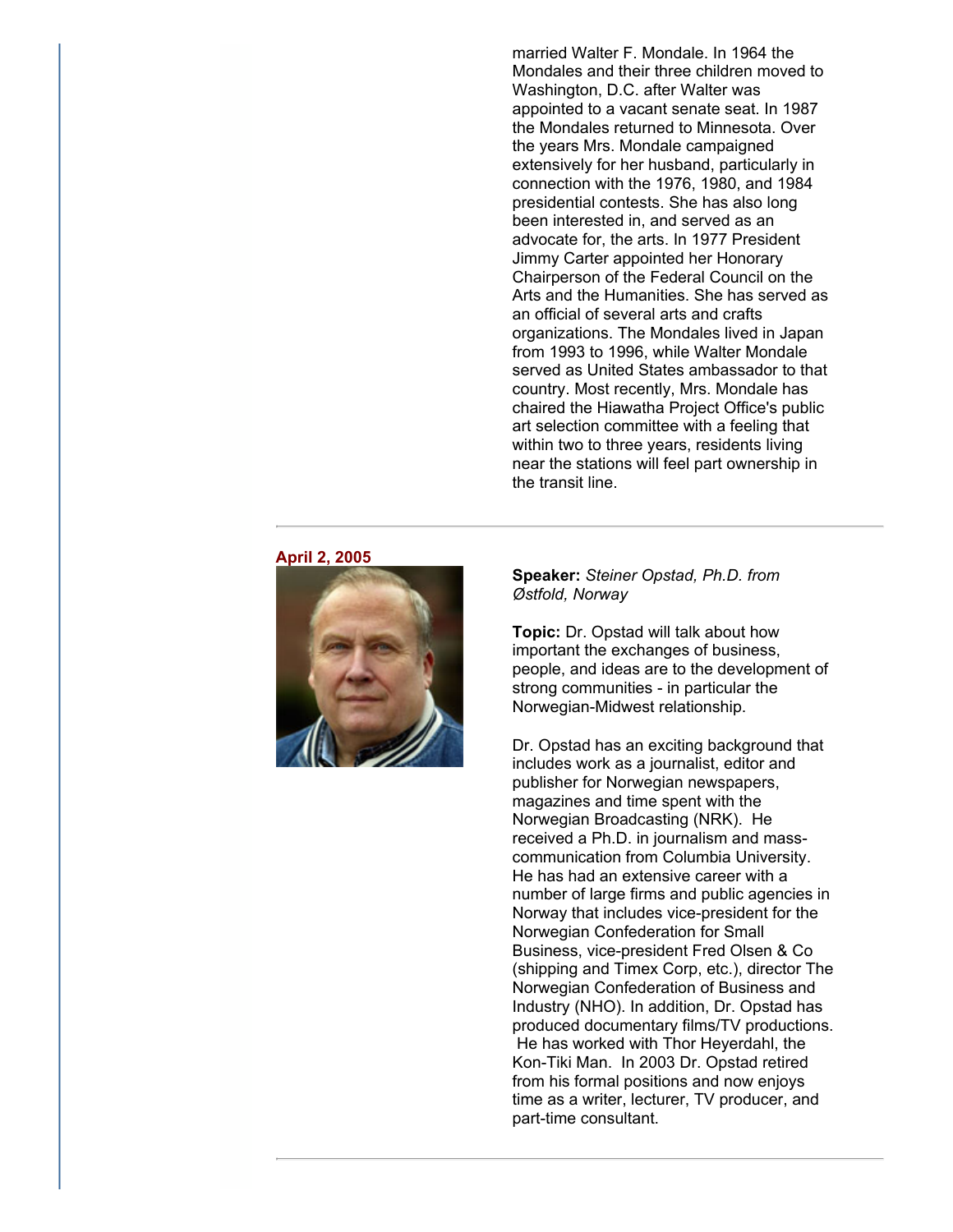married Walter F. Mondale. In 1964 the Mondales and their three children moved to Washington, D.C. after Walter was appointed to a vacant senate seat. In 1987 the Mondales returned to Minnesota. Over the years Mrs. Mondale campaigned extensively for her husband, particularly in connection with the 1976, 1980, and 1984 presidential contests. She has also long been interested in, and served as an advocate for, the arts. In 1977 President Jimmy Carter appointed her Honorary Chairperson of the Federal Council on the Arts and the Humanities. She has served as an official of several arts and crafts organizations. The Mondales lived in Japan from 1993 to 1996, while Walter Mondale served as United States ambassador to that country. Most recently, Mrs. Mondale has chaired the Hiawatha Project Office's public art selection committee with a feeling that within two to three years, residents living near the stations will feel part ownership in the transit line.

---

**April 2, 2005**

**Speaker:** *Steiner Opstad, Ph.D. from Østfold, Norway*

**Topic:** Dr. Opstad will talk about how important the exchanges of business, people, and ideas are to the development of strong communities - in particular the Norwegian-Midwest relationship.

Dr. Opstad has an exciting background that includes work as a journalist, editor and publisher for Norwegian newspapers, magazines and time spent with the Norwegian Broadcasting (NRK). He received a Ph.D. in journalism and mass-communication from Columbia University. He has had an extensive career with a number of large firms and public agencies in Norway that includes vice-president for the Norwegian Confederation for Small Business, vice-president Fred Olsen & Co (shipping and Timex Corp, etc.), director The Norwegian Confederation of Business and Industry (NHO). In addition, Dr. Opstad has produced documentary films/TV productions. He has worked with Thor Heyerdahl, the Kon-Tiki Man. In 2003 Dr. Opstad retired from his formal positions and now enjoys time as a writer, lecturer, TV producer, and part-time consultant.

---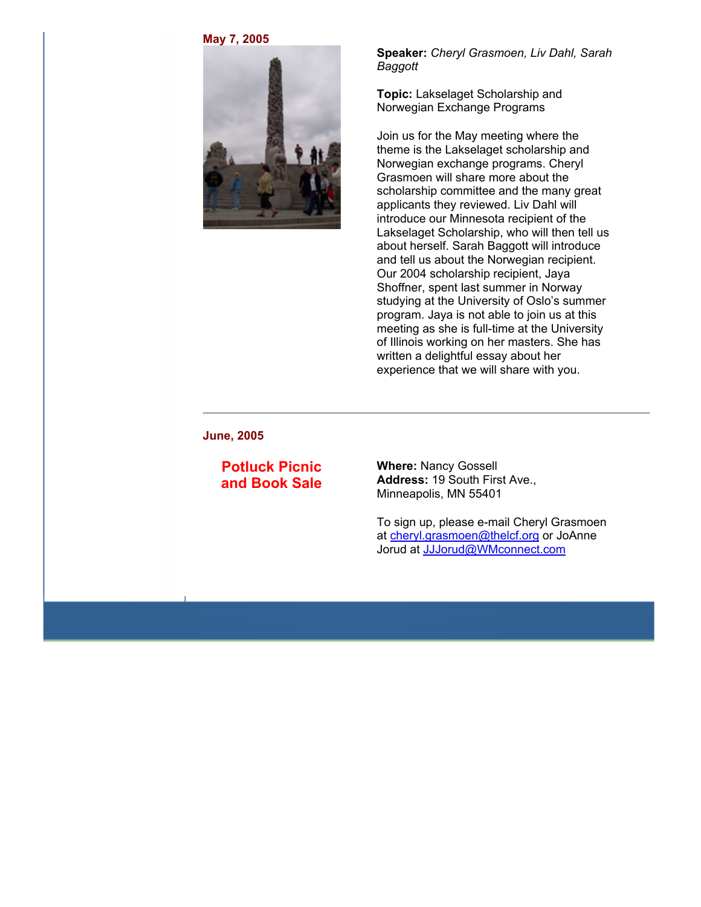**May 7, 2005**

**Speaker:** *Cheryl Grasmoen, Liv Dahl, Sarah Baggott*

**Topic:** Lakselaget Scholarship and Norwegian Exchange Programs

Join us for the May meeting where the theme is the Lakselaget scholarship and Norwegian exchange programs. Cheryl Grasmoen will share more about the scholarship committee and the many great applicants they reviewed. Liv Dahl will introduce our Minnesota recipient of the Lakselaget Scholarship, who will then tell us about herself. Sarah Baggott will introduce and tell us about the Norwegian recipient. Our 2004 scholarship recipient, Jaya Shoffner, spent last summer in Norway studying at the University of Oslo's summer program. Jaya is not able to join us at this meeting as she is full-time at the University of Illinois working on her masters. She has written a delightful essay about her experience that we will share with you.

---

**June, 2005**

**Potluck Picnic and Book Sale**

**Where:** Nancy Gossell
**Address:** 19 South First Ave., Minneapolis, MN 55401

To sign up, please e-mail Cheryl Grasmoen at cheryl.grasmoen@thelcf.org or JoAnne Jorud at JJJorud@WMconnect.com